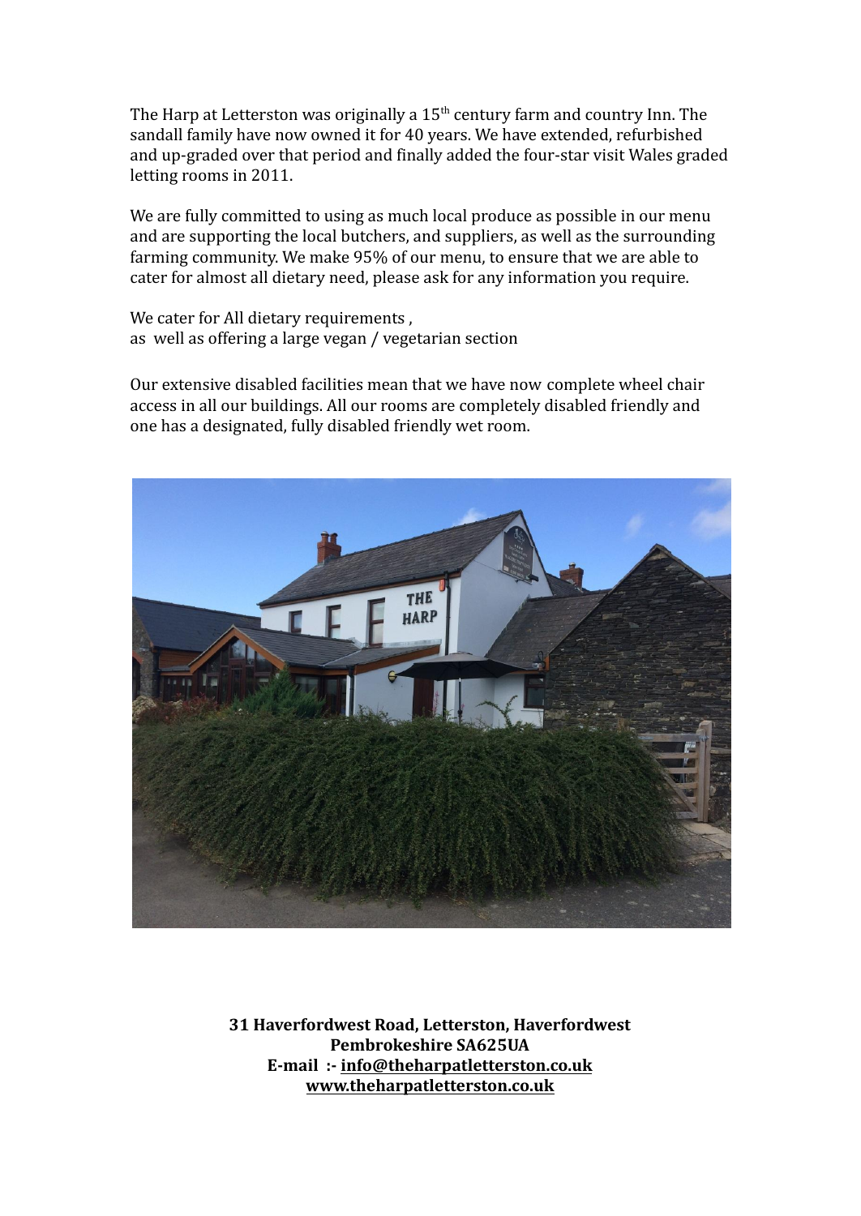The Harp at Letterston was originally a 15th century farm and country Inn. The sandall family have now owned it for 40 years. We have extended, refurbished and up-graded over that period and finally added the four-star visit Wales graded letting rooms in 2011.

We are fully committed to using as much local produce as possible in our menu and are supporting the local butchers, and suppliers, as well as the surrounding farming community. We make 95% of our menu, to ensure that we are able to cater for almost all dietary need, please ask for any information you require.

We cater for All dietary requirements ,
as well as offering a large vegan / vegetarian section

Our extensive disabled facilities mean that we have now complete wheel chair access in all our buildings. All our rooms are completely disabled friendly and one has a designated, fully disabled friendly wet room.

**31 Haverfordwest Road, Letterston, Haverfordwest**
**Pembrokeshire SA625UA**
**E-mail :- info@theharpatletterston.co.uk**
**www.theharpatletterston.co.uk**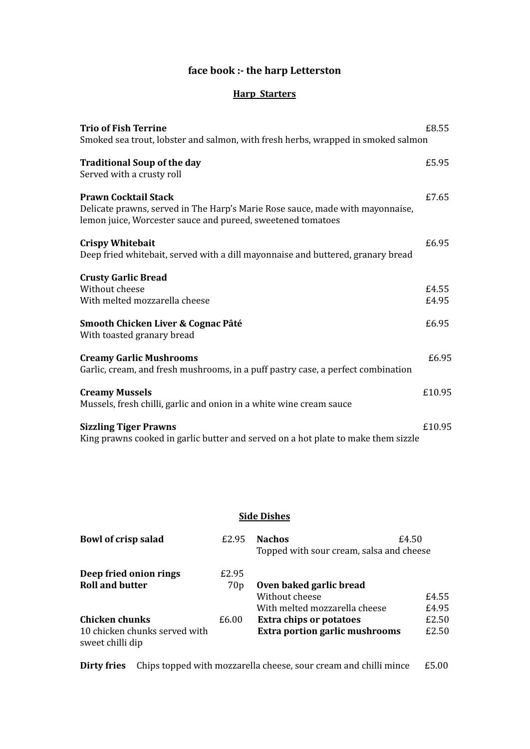**face book :- the harp Letterston**

## Harp Starters

**Trio of Fish Terrine** £8.55
Smoked sea trout, lobster and salmon, with fresh herbs, wrapped in smoked salmon

**Traditional Soup of the day** £5.95
Served with a crusty roll

**Prawn Cocktail Stack** £7.65
Delicate prawns, served in The Harp's Marie Rose sauce, made with mayonnaise, lemon juice, Worcester sauce and pureed, sweetened tomatoes

**Crispy Whitebait** £6.95
Deep fried whitebait, served with a dill mayonnaise and buttered, granary bread

**Crusty Garlic Bread**
Without cheese £4.55
With melted mozzarella cheese £4.95

**Smooth Chicken Liver & Cognac Pâté** £6.95
With toasted granary bread

**Creamy Garlic Mushrooms** £6.95
Garlic, cream, and fresh mushrooms, in a puff pastry case, a perfect combination

**Creamy Mussels** £10.95
Mussels, fresh chilli, garlic and onion in a white wine cream sauce

**Sizzling Tiger Prawns** £10.95
King prawns cooked in garlic butter and served on a hot plate to make them sizzle

## Side Dishes

**Bowl of crisp salad** £2.95

**Deep fried onion rings** £2.95

**Roll and butter** 70p

**Chicken chunks** £6.00
10 chicken chunks served with sweet chilli dip

**Nachos** £4.50
Topped with sour cream, salsa and cheese

**Oven baked garlic bread**
Without cheese £4.55
With melted mozzarella cheese £4.95

**Extra chips or potatoes** £2.50

**Extra portion garlic mushrooms** £2.50

**Dirty fries** Chips topped with mozzarella cheese, sour cream and chilli mince £5.00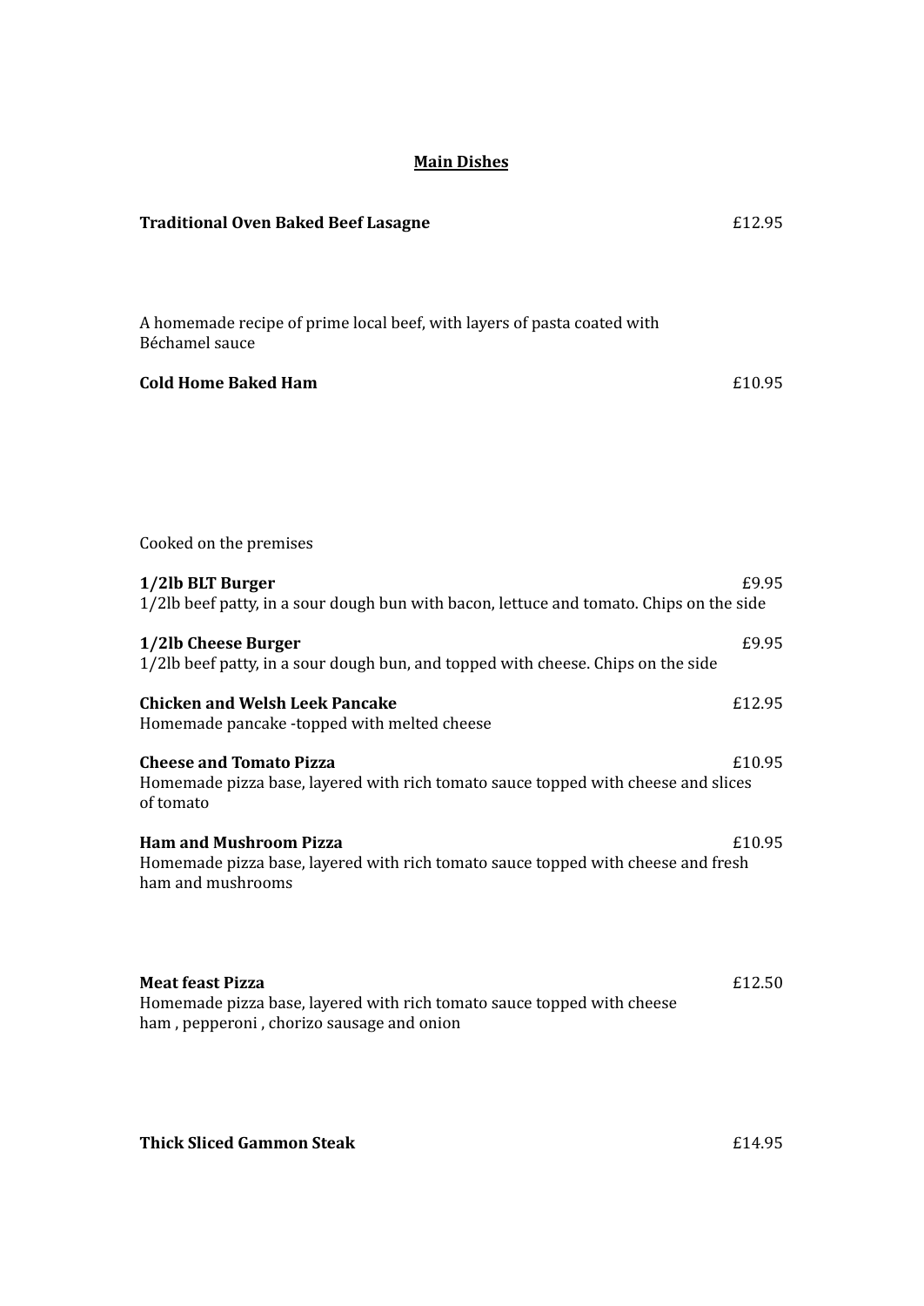## Main Dishes

**Traditional Oven Baked Beef Lasagne** £12.95

A homemade recipe of prime local beef, with layers of pasta coated with Béchamel sauce

**Cold Home Baked Ham** £10.95

Cooked on the premises

**1/2lb BLT Burger** £9.95
1/2lb beef patty, in a sour dough bun with bacon, lettuce and tomato. Chips on the side

**1/2lb Cheese Burger** £9.95
1/2lb beef patty, in a sour dough bun, and topped with cheese. Chips on the side

**Chicken and Welsh Leek Pancake** £12.95
Homemade pancake -topped with melted cheese

**Cheese and Tomato Pizza** £10.95
Homemade pizza base, layered with rich tomato sauce topped with cheese and slices of tomato

**Ham and Mushroom Pizza** £10.95
Homemade pizza base, layered with rich tomato sauce topped with cheese and fresh ham and mushrooms

**Meat feast Pizza** £12.50
Homemade pizza base, layered with rich tomato sauce topped with cheese ham , pepperoni , chorizo sausage and onion

**Thick Sliced Gammon Steak** £14.95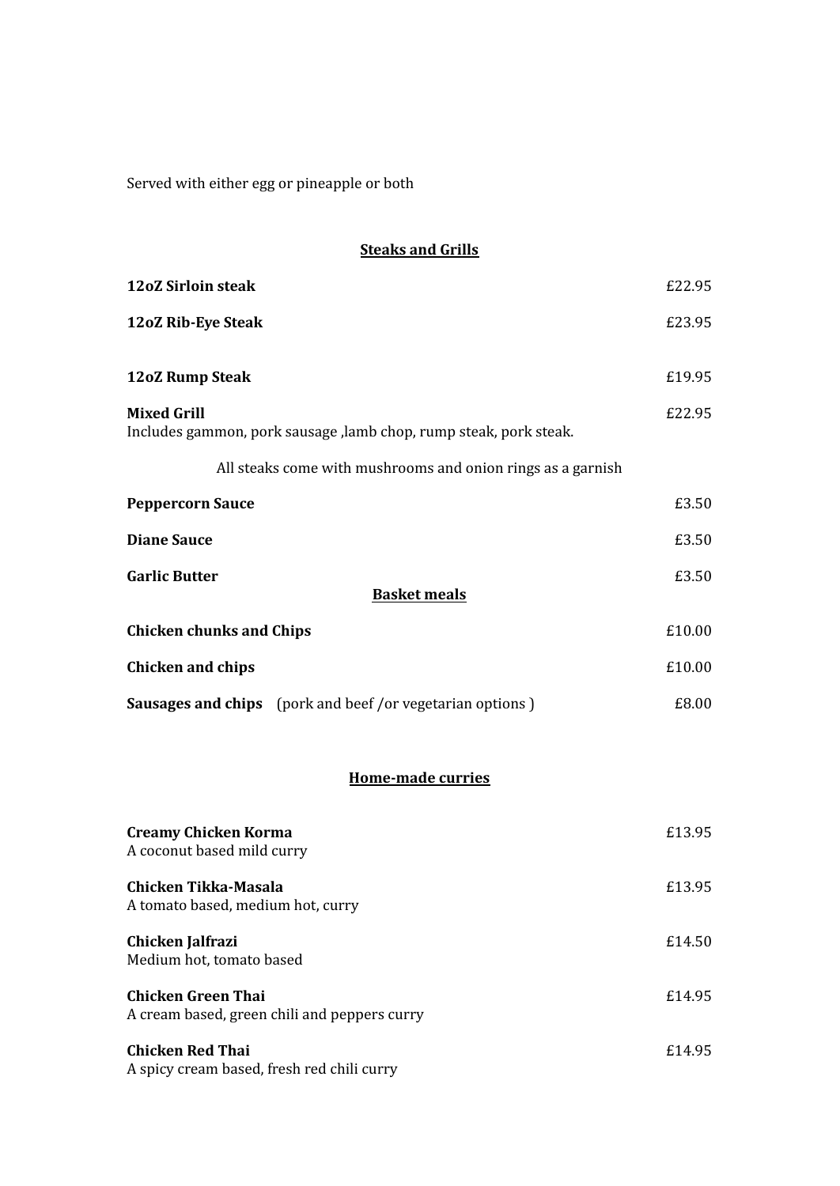Served with either egg or pineapple or both

## Steaks and Grills

| | |
|---|---|
| **12oZ Sirloin steak** | £22.95 |
| **12oZ Rib-Eye Steak** | £23.95 |
| **12oZ Rump Steak** | £19.95 |
| **Mixed Grill**<br>Includes gammon, pork sausage ,lamb chop, rump steak, pork steak. | £22.95 |

All steaks come with mushrooms and onion rings as a garnish

| | |
|---|---|
| **Peppercorn Sauce** | £3.50 |
| **Diane Sauce** | £3.50 |
| **Garlic Butter** | £3.50 |

## Basket meals

| | |
|---|---|
| **Chicken chunks and Chips** | £10.00 |
| **Chicken and chips** | £10.00 |
| **Sausages and chips** (pork and beef /or vegetarian options ) | £8.00 |

## Home-made curries

| | |
|---|---|
| **Creamy Chicken Korma**<br>A coconut based mild curry | £13.95 |
| **Chicken Tikka-Masala**<br>A tomato based, medium hot, curry | £13.95 |
| **Chicken Jalfrazi**<br>Medium hot, tomato based | £14.50 |
| **Chicken Green Thai**<br>A cream based, green chili and peppers curry | £14.95 |
| **Chicken Red Thai**<br>A spicy cream based, fresh red chili curry | £14.95 |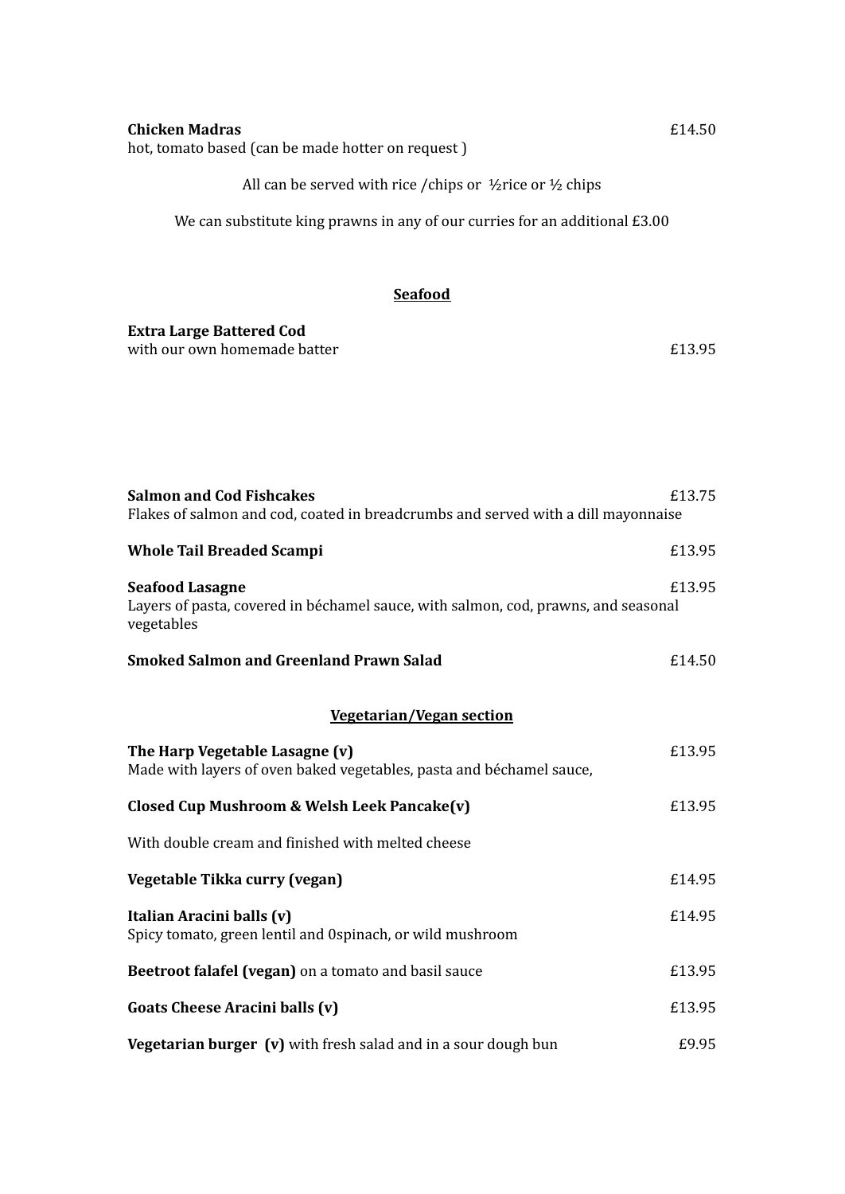**Chicken Madras** £14.50
hot, tomato based (can be made hotter on request )

All can be served with rice /chips or ½rice or ½ chips

We can substitute king prawns in any of our curries for an additional £3.00

## Seafood

**Extra Large Battered Cod**
with our own homemade batter £13.95

**Salmon and Cod Fishcakes** £13.75
Flakes of salmon and cod, coated in breadcrumbs and served with a dill mayonnaise

**Whole Tail Breaded Scampi** £13.95

**Seafood Lasagne** £13.95
Layers of pasta, covered in béchamel sauce, with salmon, cod, prawns, and seasonal vegetables

**Smoked Salmon and Greenland Prawn Salad** £14.50

## Vegetarian/Vegan section

**The Harp Vegetable Lasagne (v)** £13.95
Made with layers of oven baked vegetables, pasta and béchamel sauce,

**Closed Cup Mushroom & Welsh Leek Pancake(v)** £13.95

With double cream and finished with melted cheese

**Vegetable Tikka curry (vegan)** £14.95

**Italian Aracini balls (v)** £14.95
Spicy tomato, green lentil and 0spinach, or wild mushroom

**Beetroot falafel (vegan)** on a tomato and basil sauce £13.95

**Goats Cheese Aracini balls (v)** £13.95

**Vegetarian burger (v)** with fresh salad and in a sour dough bun £9.95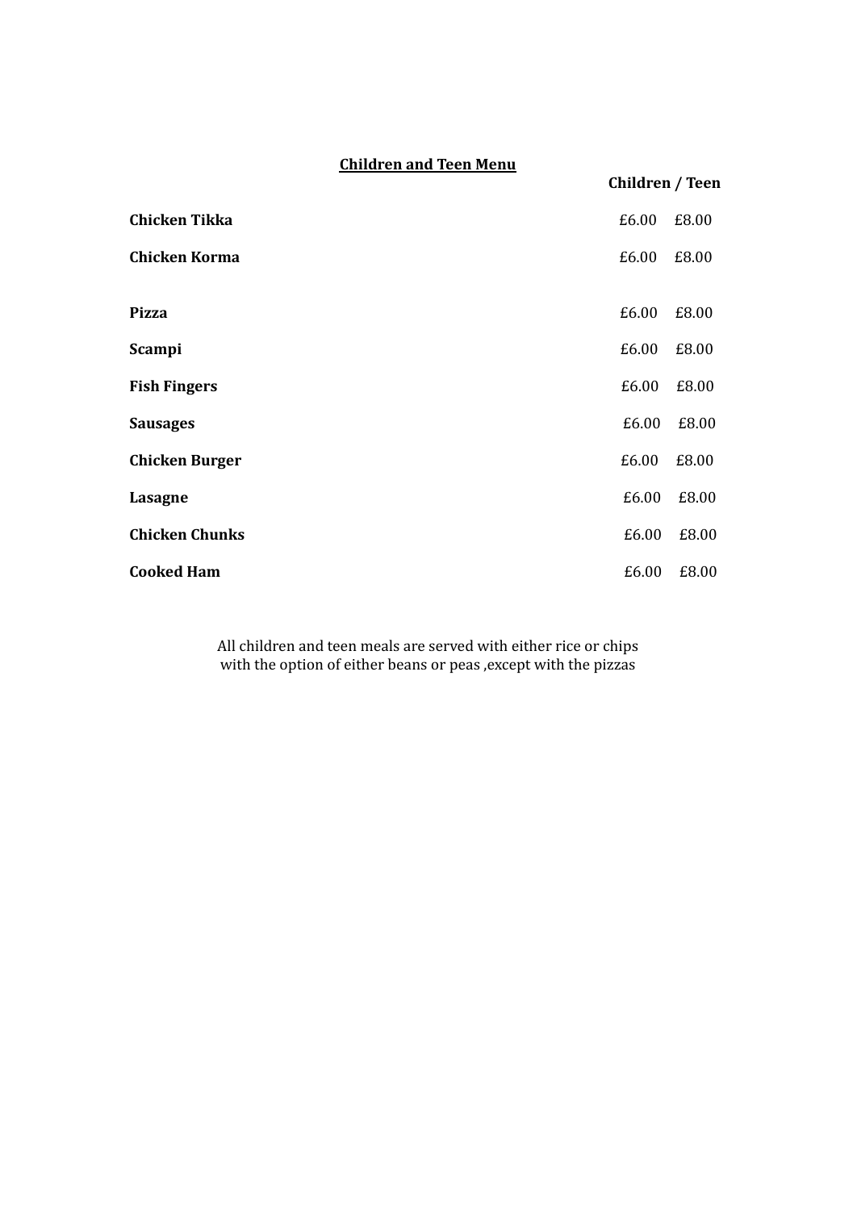## Children and Teen Menu

| | Children | Teen |
| --- | --- | --- |
| **Chicken Tikka** | £6.00 | £8.00 |
| **Chicken Korma** | £6.00 | £8.00 |
| **Pizza** | £6.00 | £8.00 |
| **Scampi** | £6.00 | £8.00 |
| **Fish Fingers** | £6.00 | £8.00 |
| **Sausages** | £6.00 | £8.00 |
| **Chicken Burger** | £6.00 | £8.00 |
| **Lasagne** | £6.00 | £8.00 |
| **Chicken Chunks** | £6.00 | £8.00 |
| **Cooked Ham** | £6.00 | £8.00 |

All children and teen meals are served with either rice or chips with the option of either beans or peas ,except with the pizzas